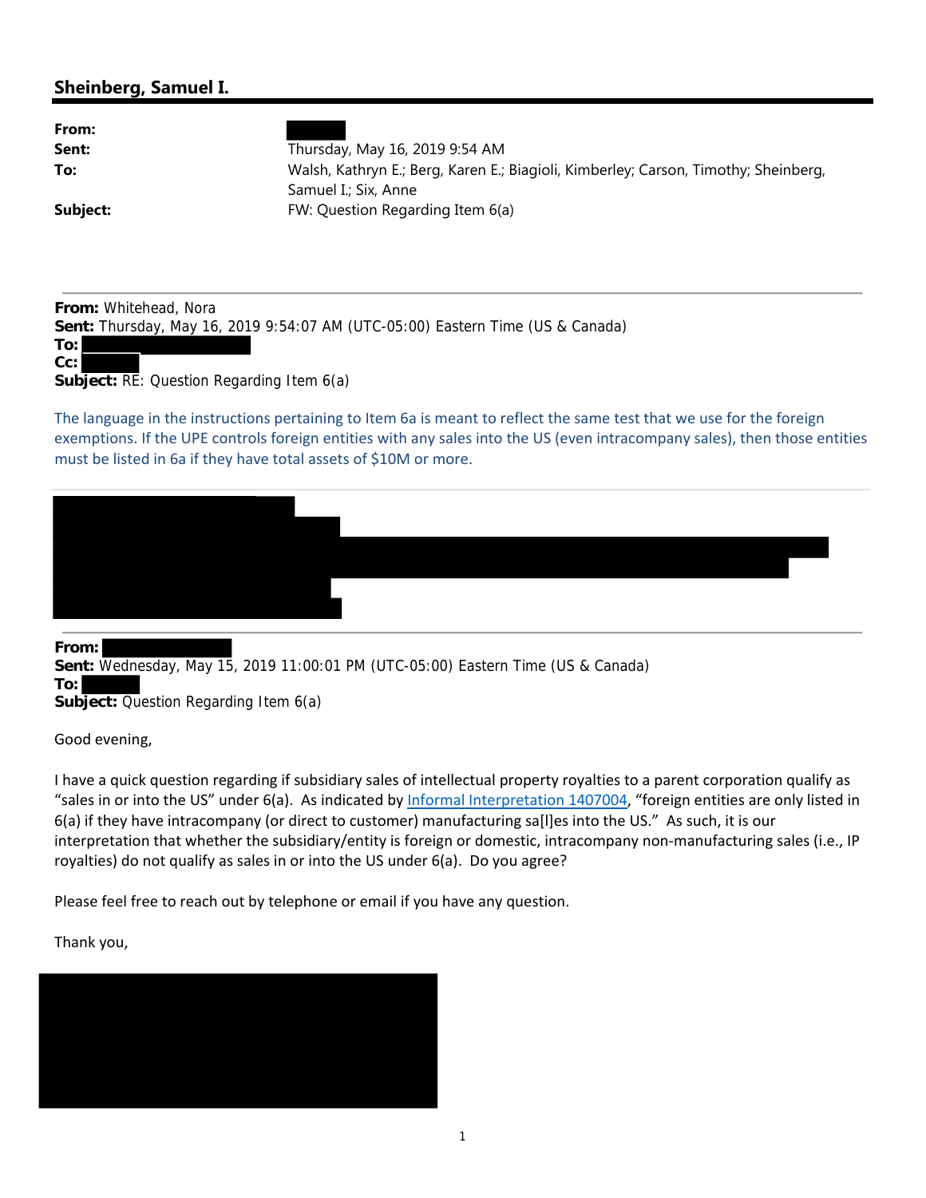## Sheinberg, Samuel I.

**From:**
**Sent:** Thursday, May 16, 2019 9:54 AM
**To:** Walsh, Kathryn E.; Berg, Karen E.; Biagioli, Kimberley; Carson, Timothy; Sheinberg, Samuel I.; Six, Anne
**Subject:** FW: Question Regarding Item 6(a)

---

**From:** Whitehead, Nora
**Sent:** Thursday, May 16, 2019 9:54:07 AM (UTC-05:00) Eastern Time (US & Canada)
**To:**
**Cc:**
**Subject:** RE: Question Regarding Item 6(a)

The language in the instructions pertaining to Item 6a is meant to reflect the same test that we use for the foreign exemptions. If the UPE controls foreign entities with any sales into the US (even intracompany sales), then those entities must be listed in 6a if they have total assets of $10M or more.

---

**From:**
**Sent:** Wednesday, May 15, 2019 11:00:01 PM (UTC-05:00) Eastern Time (US & Canada)
**To:**
**Subject:** Question Regarding Item 6(a)

Good evening,

I have a quick question regarding if subsidiary sales of intellectual property royalties to a parent corporation qualify as "sales in or into the US" under 6(a). As indicated by [Informal Interpretation 1407004](), "foreign entities are only listed in 6(a) if they have intracompany (or direct to customer) manufacturing sa[l]es into the US." As such, it is our interpretation that whether the subsidiary/entity is foreign or domestic, intracompany non-manufacturing sales (i.e., IP royalties) do not qualify as sales in or into the US under 6(a). Do you agree?

Please feel free to reach out by telephone or email if you have any question.

Thank you,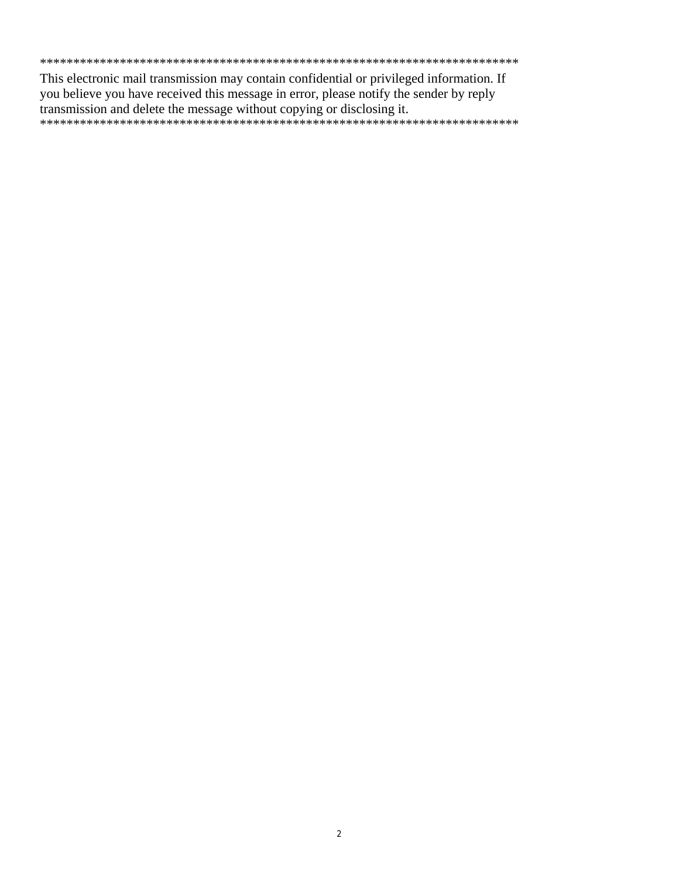****************************************************************************
This electronic mail transmission may contain confidential or privileged information. If you believe you have received this message in error, please notify the sender by reply transmission and delete the message without copying or disclosing it.
****************************************************************************